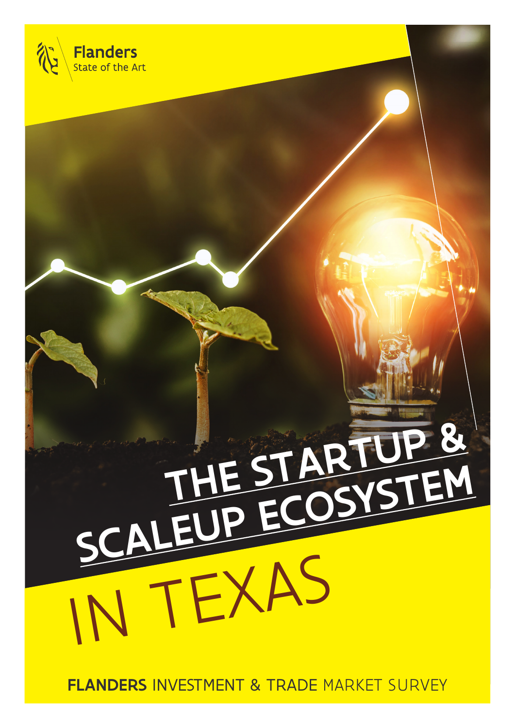Flanders
State of the Art

# THE STARTUP & SCALEUP ECOSYSTEM IN TEXAS

**FLANDERS** INVESTMENT & TRADE MARKET SURVEY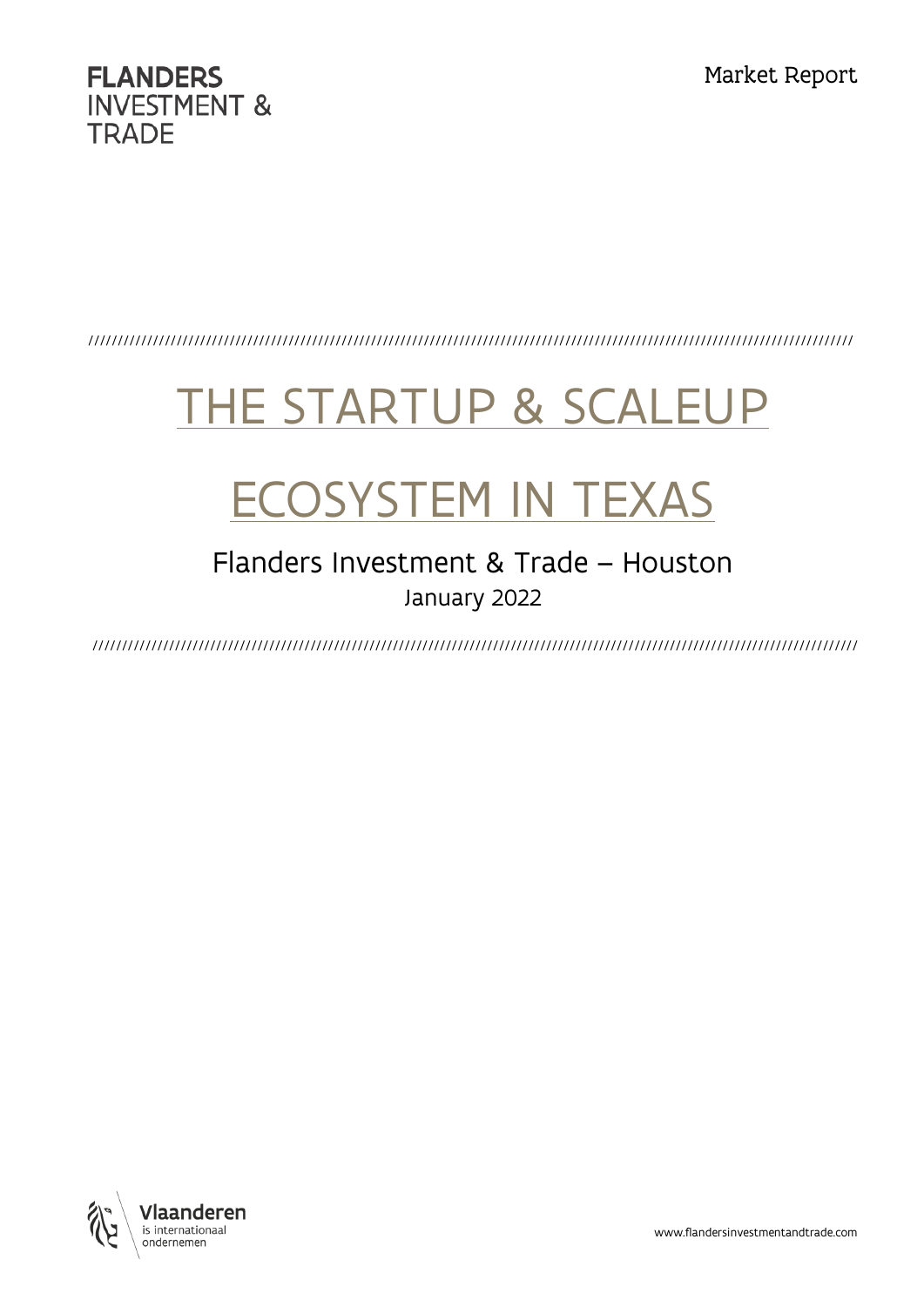FLANDERS
INVESTMENT &
TRADE

Market Report

# THE STARTUP & SCALEUP ECOSYSTEM IN TEXAS

Flanders Investment & Trade – Houston

January 2022

Vlaanderen
is internationaal
ondernemen

www.flandersinvestmentandtrade.com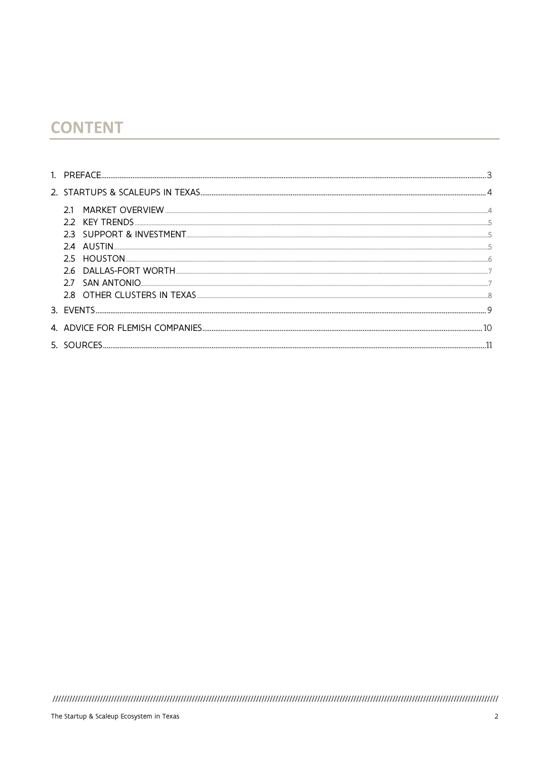# CONTENT

1. PREFACE ........ 3
2. STARTUPS & SCALEUPS IN TEXAS ........ 4
   - 2.1 MARKET OVERVIEW ........ 4
   - 2.2 KEY TRENDS ........ 5
   - 2.3 SUPPORT & INVESTMENT ........ 5
   - 2.4 AUSTIN ........ 5
   - 2.5 HOUSTON ........ 6
   - 2.6 DALLAS-FORT WORTH ........ 7
   - 2.7 SAN ANTONIO ........ 7
   - 2.8 OTHER CLUSTERS IN TEXAS ........ 8
3. EVENTS ........ 9
4. ADVICE FOR FLEMISH COMPANIES ........ 10
5. SOURCES ........ 11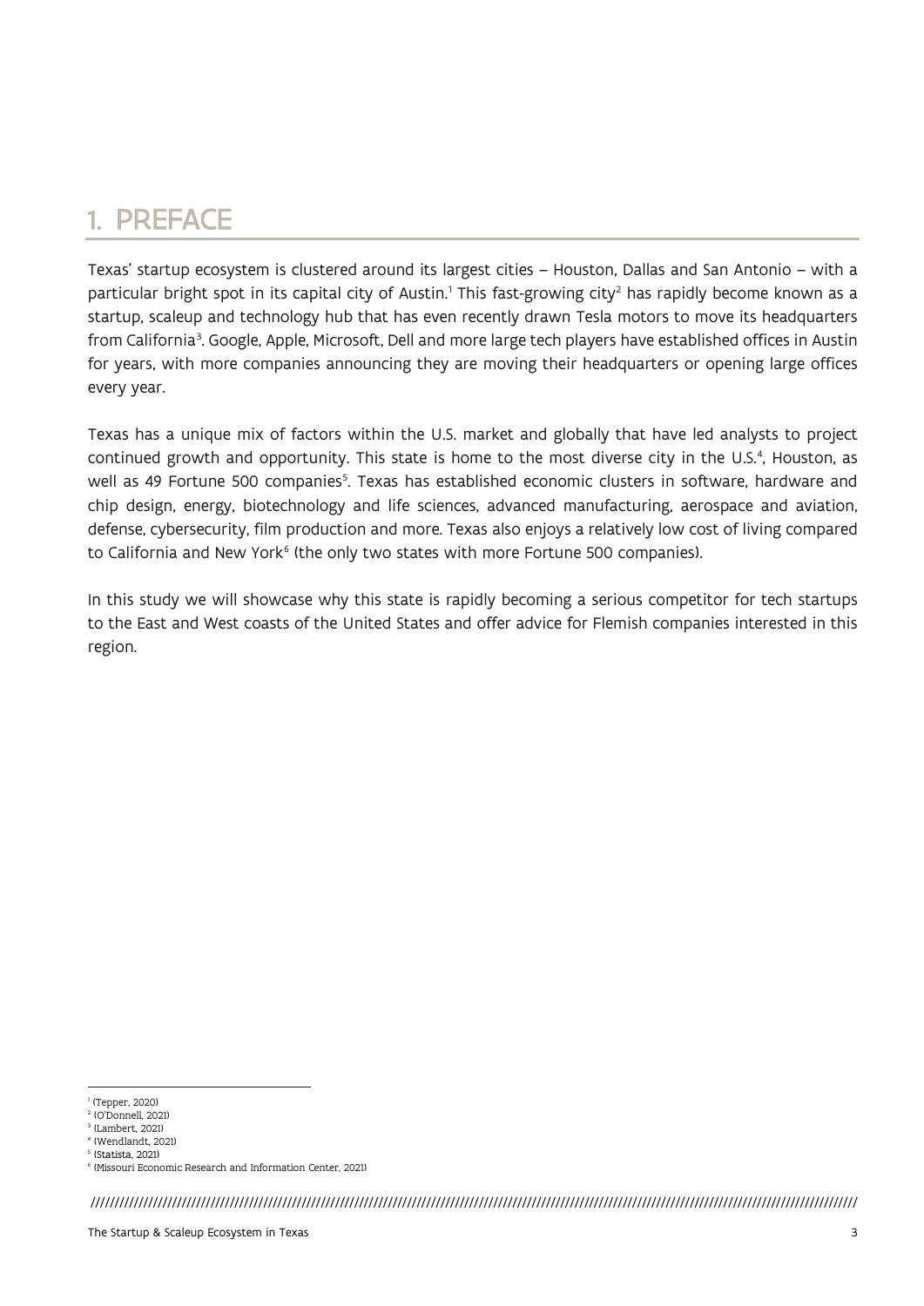# 1. PREFACE

Texas' startup ecosystem is clustered around its largest cities – Houston, Dallas and San Antonio – with a particular bright spot in its capital city of Austin.[1] This fast-growing city[2] has rapidly become known as a startup, scaleup and technology hub that has even recently drawn Tesla motors to move its headquarters from California[3]. Google, Apple, Microsoft, Dell and more large tech players have established offices in Austin for years, with more companies announcing they are moving their headquarters or opening large offices every year.

Texas has a unique mix of factors within the U.S. market and globally that have led analysts to project continued growth and opportunity. This state is home to the most diverse city in the U.S.[4], Houston, as well as 49 Fortune 500 companies[5]. Texas has established economic clusters in software, hardware and chip design, energy, biotechnology and life sciences, advanced manufacturing, aerospace and aviation, defense, cybersecurity, film production and more. Texas also enjoys a relatively low cost of living compared to California and New York[6] (the only two states with more Fortune 500 companies).

In this study we will showcase why this state is rapidly becoming a serious competitor for tech startups to the East and West coasts of the United States and offer advice for Flemish companies interested in this region.

---

[1] (Tepper, 2020)
[2] (O'Donnell, 2021)
[3] (Lambert, 2021)
[4] (Wendlandt, 2021)
[5] (Statista, 2021)
[6] (Missouri Economic Research and Information Center, 2021)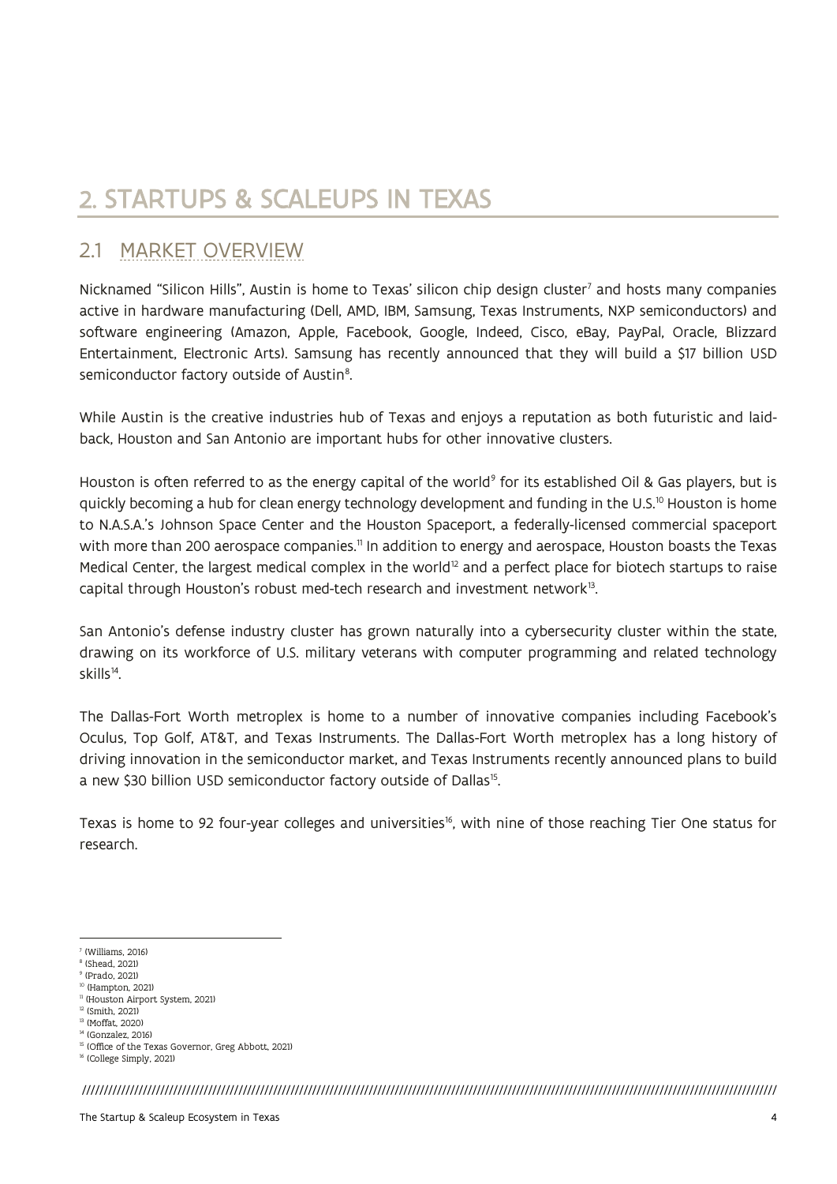# 2. STARTUPS & SCALEUPS IN TEXAS

## 2.1 MARKET OVERVIEW

Nicknamed "Silicon Hills", Austin is home to Texas' silicon chip design cluster[7] and hosts many companies active in hardware manufacturing (Dell, AMD, IBM, Samsung, Texas Instruments, NXP semiconductors) and software engineering (Amazon, Apple, Facebook, Google, Indeed, Cisco, eBay, PayPal, Oracle, Blizzard Entertainment, Electronic Arts). Samsung has recently announced that they will build a $17 billion USD semiconductor factory outside of Austin[8].

While Austin is the creative industries hub of Texas and enjoys a reputation as both futuristic and laid-back, Houston and San Antonio are important hubs for other innovative clusters.

Houston is often referred to as the energy capital of the world[9] for its established Oil & Gas players, but is quickly becoming a hub for clean energy technology development and funding in the U.S.[10] Houston is home to N.A.S.A.'s Johnson Space Center and the Houston Spaceport, a federally-licensed commercial spaceport with more than 200 aerospace companies.[11] In addition to energy and aerospace, Houston boasts the Texas Medical Center, the largest medical complex in the world[12] and a perfect place for biotech startups to raise capital through Houston's robust med-tech research and investment network[13].

San Antonio's defense industry cluster has grown naturally into a cybersecurity cluster within the state, drawing on its workforce of U.S. military veterans with computer programming and related technology skills[14].

The Dallas-Fort Worth metroplex is home to a number of innovative companies including Facebook's Oculus, Top Golf, AT&T, and Texas Instruments. The Dallas-Fort Worth metroplex has a long history of driving innovation in the semiconductor market, and Texas Instruments recently announced plans to build a new $30 billion USD semiconductor factory outside of Dallas[15].

Texas is home to 92 four-year colleges and universities[16], with nine of those reaching Tier One status for research.

---

[7] (Williams, 2016)
[8] (Shead, 2021)
[9] (Prado, 2021)
[10] (Hampton, 2021)
[11] (Houston Airport System, 2021)
[12] (Smith, 2021)
[13] (Moffat, 2020)
[14] (Gonzalez, 2016)
[15] (Office of the Texas Governor, Greg Abbott, 2021)
[16] (College Simply, 2021)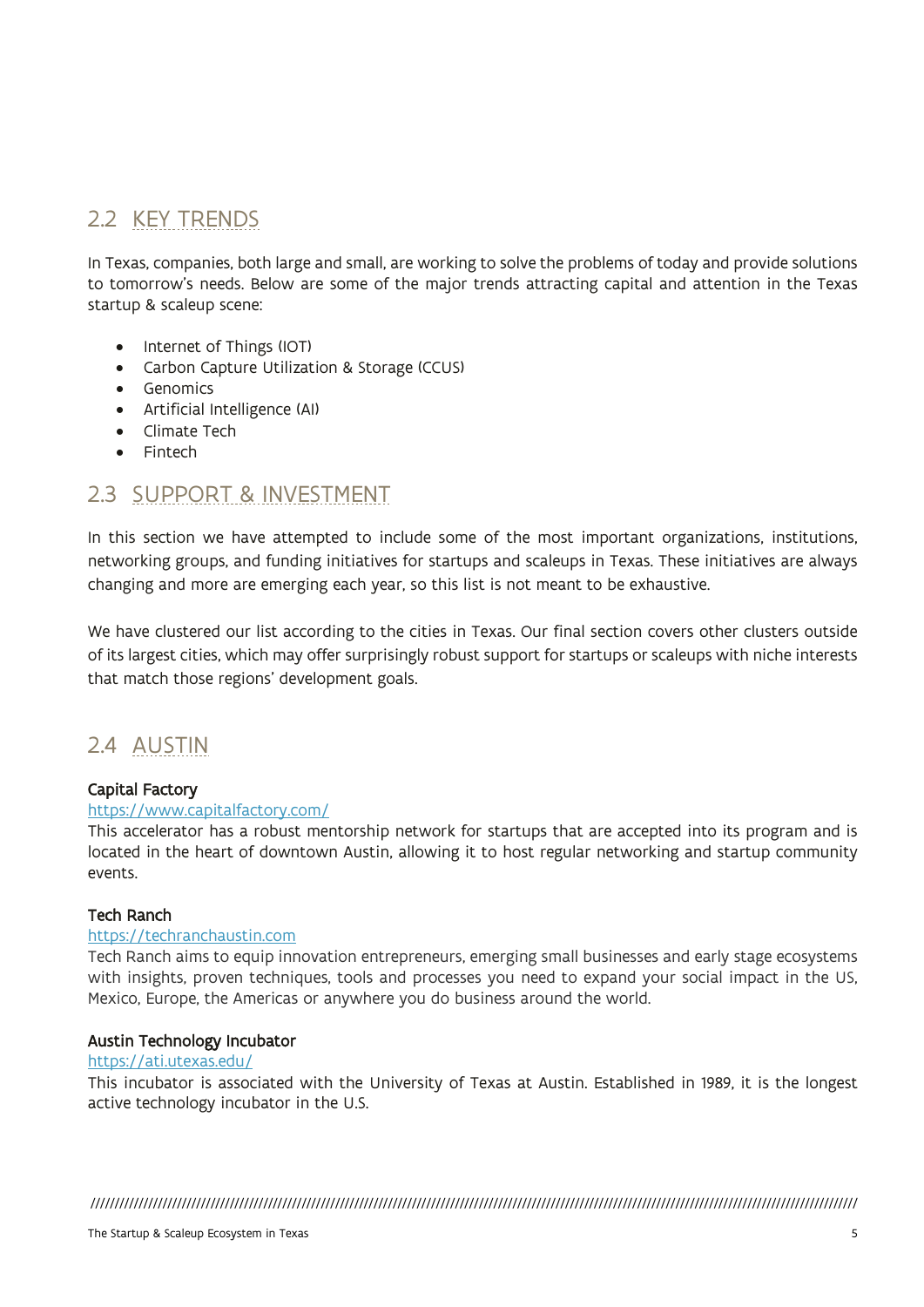## 2.2 KEY TRENDS

In Texas, companies, both large and small, are working to solve the problems of today and provide solutions to tomorrow's needs. Below are some of the major trends attracting capital and attention in the Texas startup & scaleup scene:

- Internet of Things (IOT)
- Carbon Capture Utilization & Storage (CCUS)
- Genomics
- Artificial Intelligence (AI)
- Climate Tech
- Fintech

## 2.3 SUPPORT & INVESTMENT

In this section we have attempted to include some of the most important organizations, institutions, networking groups, and funding initiatives for startups and scaleups in Texas. These initiatives are always changing and more are emerging each year, so this list is not meant to be exhaustive.

We have clustered our list according to the cities in Texas. Our final section covers other clusters outside of its largest cities, which may offer surprisingly robust support for startups or scaleups with niche interests that match those regions' development goals.

## 2.4 AUSTIN

**Capital Factory**
https://www.capitalfactory.com/
This accelerator has a robust mentorship network for startups that are accepted into its program and is located in the heart of downtown Austin, allowing it to host regular networking and startup community events.

**Tech Ranch**
https://techranchaustin.com
Tech Ranch aims to equip innovation entrepreneurs, emerging small businesses and early stage ecosystems with insights, proven techniques, tools and processes you need to expand your social impact in the US, Mexico, Europe, the Americas or anywhere you do business around the world.

**Austin Technology Incubator**
https://ati.utexas.edu/
This incubator is associated with the University of Texas at Austin. Established in 1989, it is the longest active technology incubator in the U.S.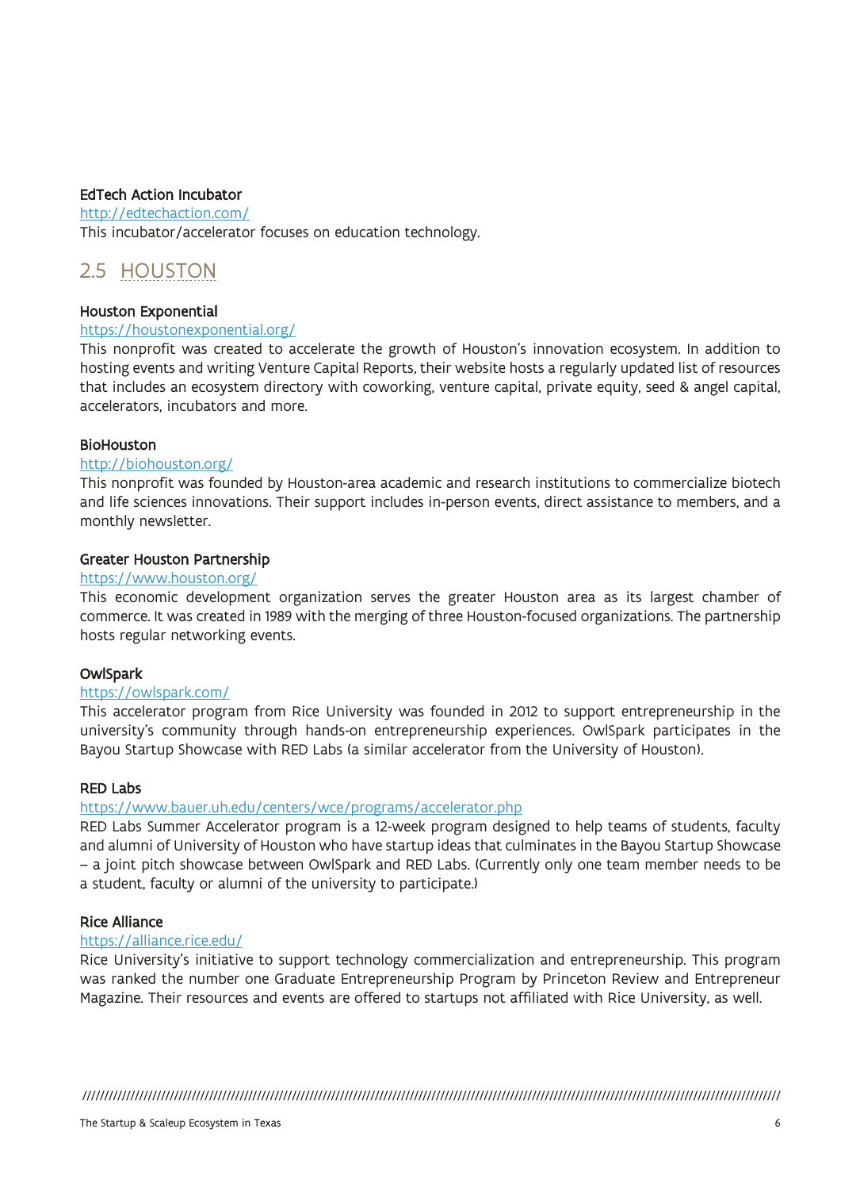**EdTech Action Incubator**

http://edtechaction.com/

This incubator/accelerator focuses on education technology.

## 2.5 HOUSTON

**Houston Exponential**

https://houstonexponential.org/

This nonprofit was created to accelerate the growth of Houston's innovation ecosystem. In addition to hosting events and writing Venture Capital Reports, their website hosts a regularly updated list of resources that includes an ecosystem directory with coworking, venture capital, private equity, seed & angel capital, accelerators, incubators and more.

**BioHouston**

http://biohouston.org/

This nonprofit was founded by Houston-area academic and research institutions to commercialize biotech and life sciences innovations. Their support includes in-person events, direct assistance to members, and a monthly newsletter.

**Greater Houston Partnership**

https://www.houston.org/

This economic development organization serves the greater Houston area as its largest chamber of commerce. It was created in 1989 with the merging of three Houston-focused organizations. The partnership hosts regular networking events.

**OwlSpark**

https://owlspark.com/

This accelerator program from Rice University was founded in 2012 to support entrepreneurship in the university's community through hands-on entrepreneurship experiences. OwlSpark participates in the Bayou Startup Showcase with RED Labs (a similar accelerator from the University of Houston).

**RED Labs**

https://www.bauer.uh.edu/centers/wce/programs/accelerator.php

RED Labs Summer Accelerator program is a 12-week program designed to help teams of students, faculty and alumni of University of Houston who have startup ideas that culminates in the Bayou Startup Showcase – a joint pitch showcase between OwlSpark and RED Labs. (Currently only one team member needs to be a student, faculty or alumni of the university to participate.)

**Rice Alliance**

https://alliance.rice.edu/

Rice University's initiative to support technology commercialization and entrepreneurship. This program was ranked the number one Graduate Entrepreneurship Program by Princeton Review and Entrepreneur Magazine. Their resources and events are offered to startups not affiliated with Rice University, as well.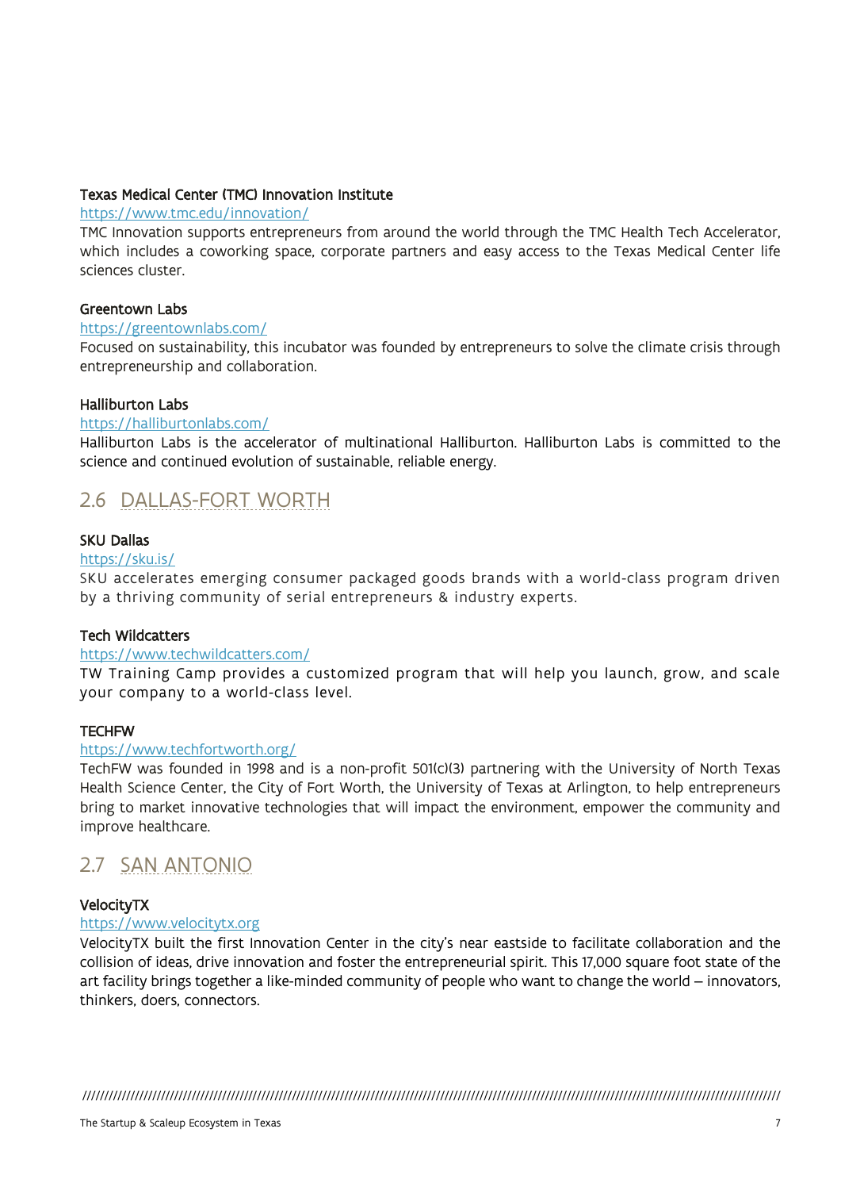**Texas Medical Center (TMC) Innovation Institute**

https://www.tmc.edu/innovation/

TMC Innovation supports entrepreneurs from around the world through the TMC Health Tech Accelerator, which includes a coworking space, corporate partners and easy access to the Texas Medical Center life sciences cluster.

**Greentown Labs**

https://greentownlabs.com/

Focused on sustainability, this incubator was founded by entrepreneurs to solve the climate crisis through entrepreneurship and collaboration.

**Halliburton Labs**

https://halliburtonlabs.com/

Halliburton Labs is the accelerator of multinational Halliburton. Halliburton Labs is committed to the science and continued evolution of sustainable, reliable energy.

## 2.6 DALLAS-FORT WORTH

**SKU Dallas**

https://sku.is/

SKU accelerates emerging consumer packaged goods brands with a world-class program driven by a thriving community of serial entrepreneurs & industry experts.

**Tech Wildcatters**

https://www.techwildcatters.com/

TW Training Camp provides a customized program that will help you launch, grow, and scale your company to a world-class level.

**TECHFW**

https://www.techfortworth.org/

TechFW was founded in 1998 and is a non-profit 501(c)(3) partnering with the University of North Texas Health Science Center, the City of Fort Worth, the University of Texas at Arlington, to help entrepreneurs bring to market innovative technologies that will impact the environment, empower the community and improve healthcare.

## 2.7 SAN ANTONIO

**VelocityTX**

https://www.velocitytx.org

VelocityTX built the first Innovation Center in the city's near eastside to facilitate collaboration and the collision of ideas, drive innovation and foster the entrepreneurial spirit. This 17,000 square foot state of the art facility brings together a like-minded community of people who want to change the world – innovators, thinkers, doers, connectors.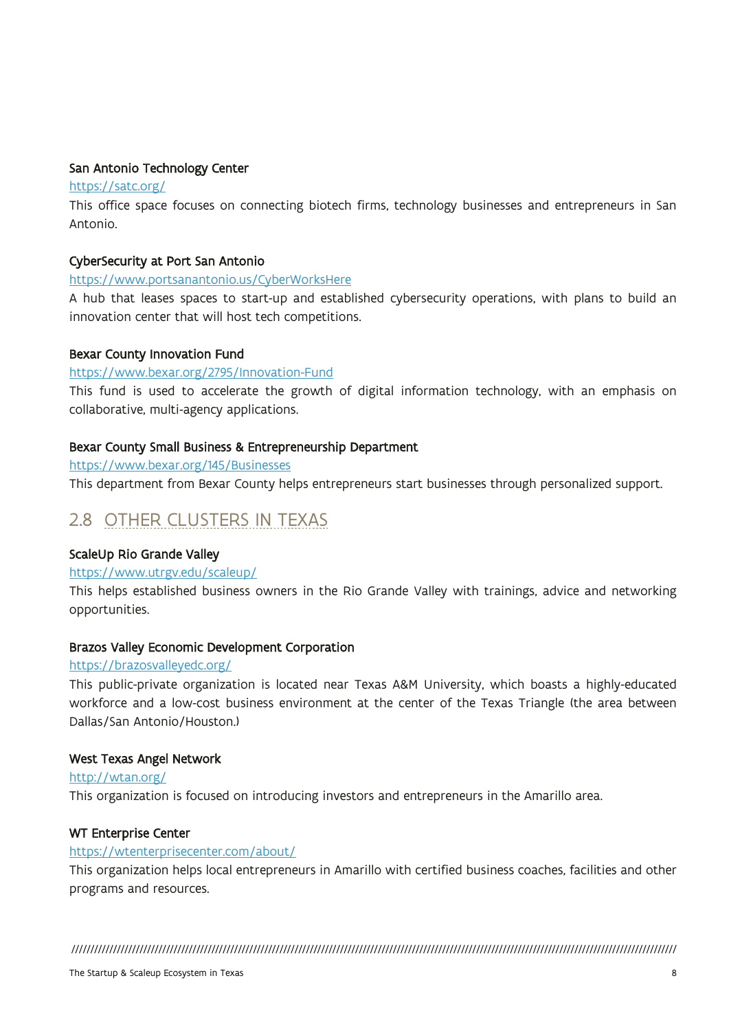**San Antonio Technology Center**

https://satc.org/

This office space focuses on connecting biotech firms, technology businesses and entrepreneurs in San Antonio.

**CyberSecurity at Port San Antonio**

https://www.portsanantonio.us/CyberWorksHere

A hub that leases spaces to start-up and established cybersecurity operations, with plans to build an innovation center that will host tech competitions.

**Bexar County Innovation Fund**

https://www.bexar.org/2795/Innovation-Fund

This fund is used to accelerate the growth of digital information technology, with an emphasis on collaborative, multi-agency applications.

**Bexar County Small Business & Entrepreneurship Department**

https://www.bexar.org/145/Businesses

This department from Bexar County helps entrepreneurs start businesses through personalized support.

## 2.8 OTHER CLUSTERS IN TEXAS

**ScaleUp Rio Grande Valley**

https://www.utrgv.edu/scaleup/

This helps established business owners in the Rio Grande Valley with trainings, advice and networking opportunities.

**Brazos Valley Economic Development Corporation**

https://brazosvalleyedc.org/

This public-private organization is located near Texas A&M University, which boasts a highly-educated workforce and a low-cost business environment at the center of the Texas Triangle (the area between Dallas/San Antonio/Houston.)

**West Texas Angel Network**

http://wtan.org/

This organization is focused on introducing investors and entrepreneurs in the Amarillo area.

**WT Enterprise Center**

https://wtenterprisecenter.com/about/

This organization helps local entrepreneurs in Amarillo with certified business coaches, facilities and other programs and resources.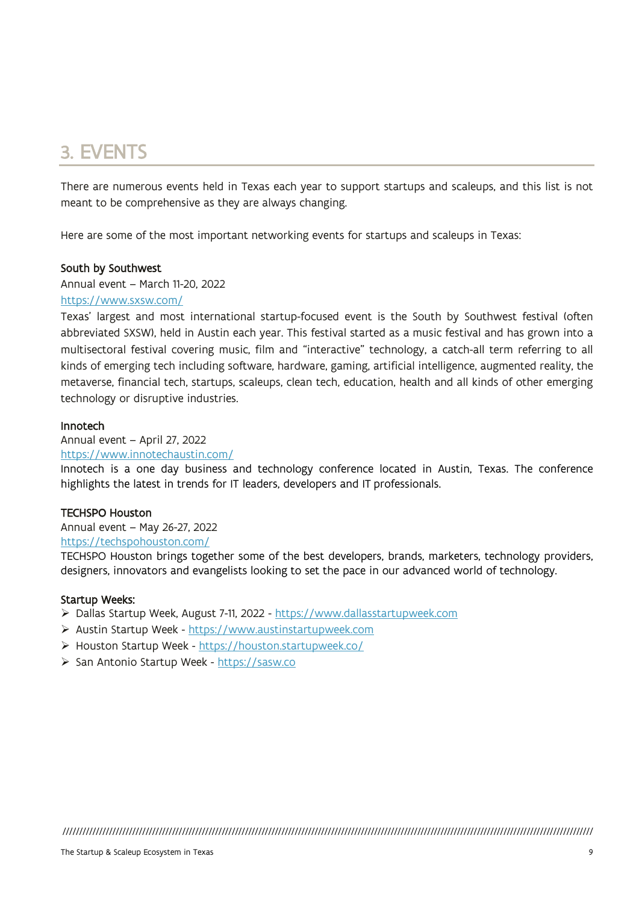## 3. EVENTS

There are numerous events held in Texas each year to support startups and scaleups, and this list is not meant to be comprehensive as they are always changing.

Here are some of the most important networking events for startups and scaleups in Texas:

**South by Southwest**
Annual event – March 11-20, 2022
https://www.sxsw.com/
Texas' largest and most international startup-focused event is the South by Southwest festival (often abbreviated SXSW), held in Austin each year. This festival started as a music festival and has grown into a multisectoral festival covering music, film and "interactive" technology, a catch-all term referring to all kinds of emerging tech including software, hardware, gaming, artificial intelligence, augmented reality, the metaverse, financial tech, startups, scaleups, clean tech, education, health and all kinds of other emerging technology or disruptive industries.

**Innotech**
Annual event – April 27, 2022
https://www.innotechaustin.com/
Innotech is a one day business and technology conference located in Austin, Texas. The conference highlights the latest in trends for IT leaders, developers and IT professionals.

**TECHSPO Houston**
Annual event – May 26-27, 2022
https://techspohouston.com/
TECHSPO Houston brings together some of the best developers, brands, marketers, technology providers, designers, innovators and evangelists looking to set the pace in our advanced world of technology.

**Startup Weeks:**

- Dallas Startup Week, August 7-11, 2022 - https://www.dallasstartupweek.com
- Austin Startup Week - https://www.austinstartupweek.com
- Houston Startup Week - https://houston.startupweek.co/
- San Antonio Startup Week - https://sasw.co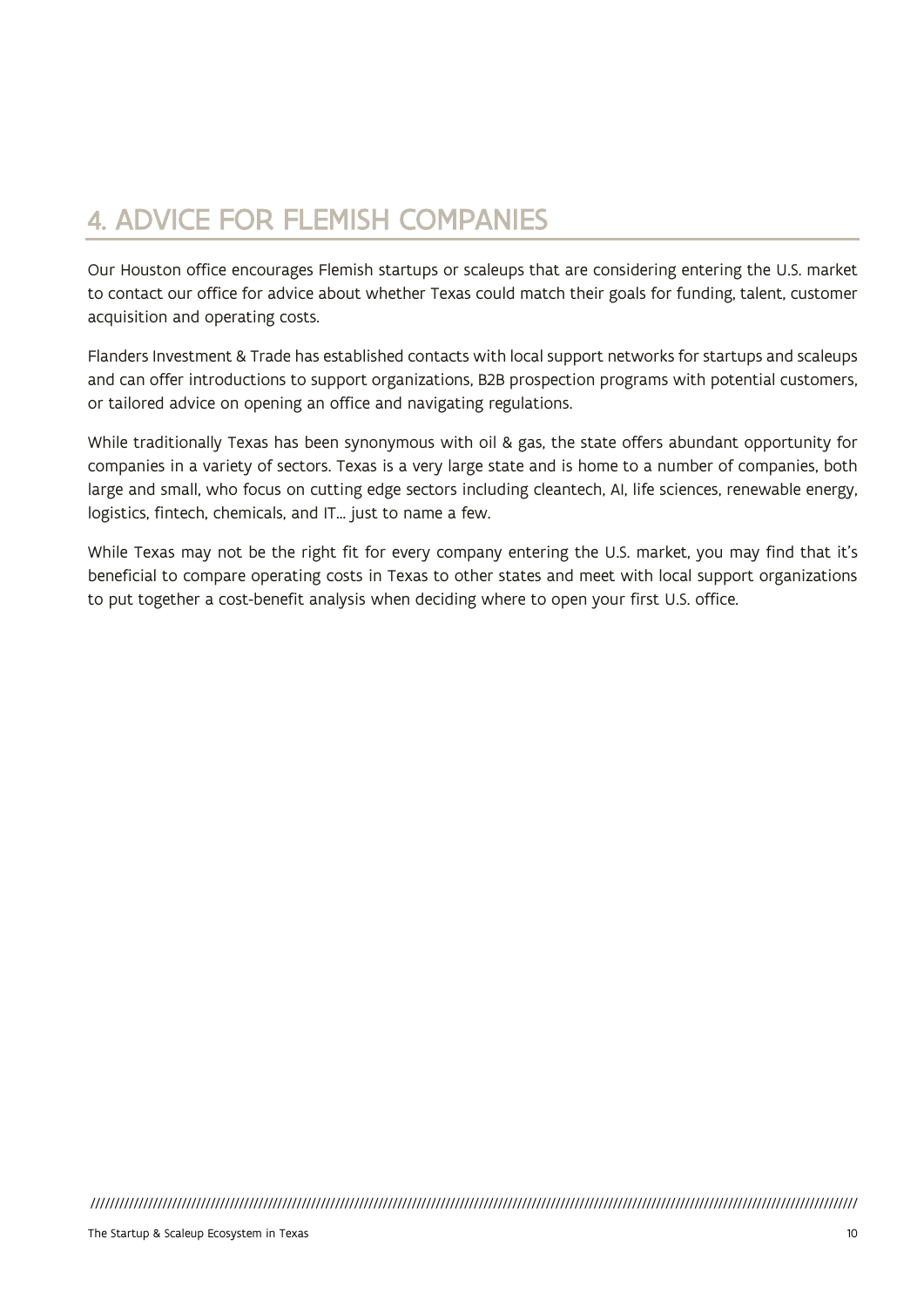# 4. ADVICE FOR FLEMISH COMPANIES

Our Houston office encourages Flemish startups or scaleups that are considering entering the U.S. market to contact our office for advice about whether Texas could match their goals for funding, talent, customer acquisition and operating costs.

Flanders Investment & Trade has established contacts with local support networks for startups and scaleups and can offer introductions to support organizations, B2B prospection programs with potential customers, or tailored advice on opening an office and navigating regulations.

While traditionally Texas has been synonymous with oil & gas, the state offers abundant opportunity for companies in a variety of sectors. Texas is a very large state and is home to a number of companies, both large and small, who focus on cutting edge sectors including cleantech, AI, life sciences, renewable energy, logistics, fintech, chemicals, and IT… just to name a few.

While Texas may not be the right fit for every company entering the U.S. market, you may find that it's beneficial to compare operating costs in Texas to other states and meet with local support organizations to put together a cost-benefit analysis when deciding where to open your first U.S. office.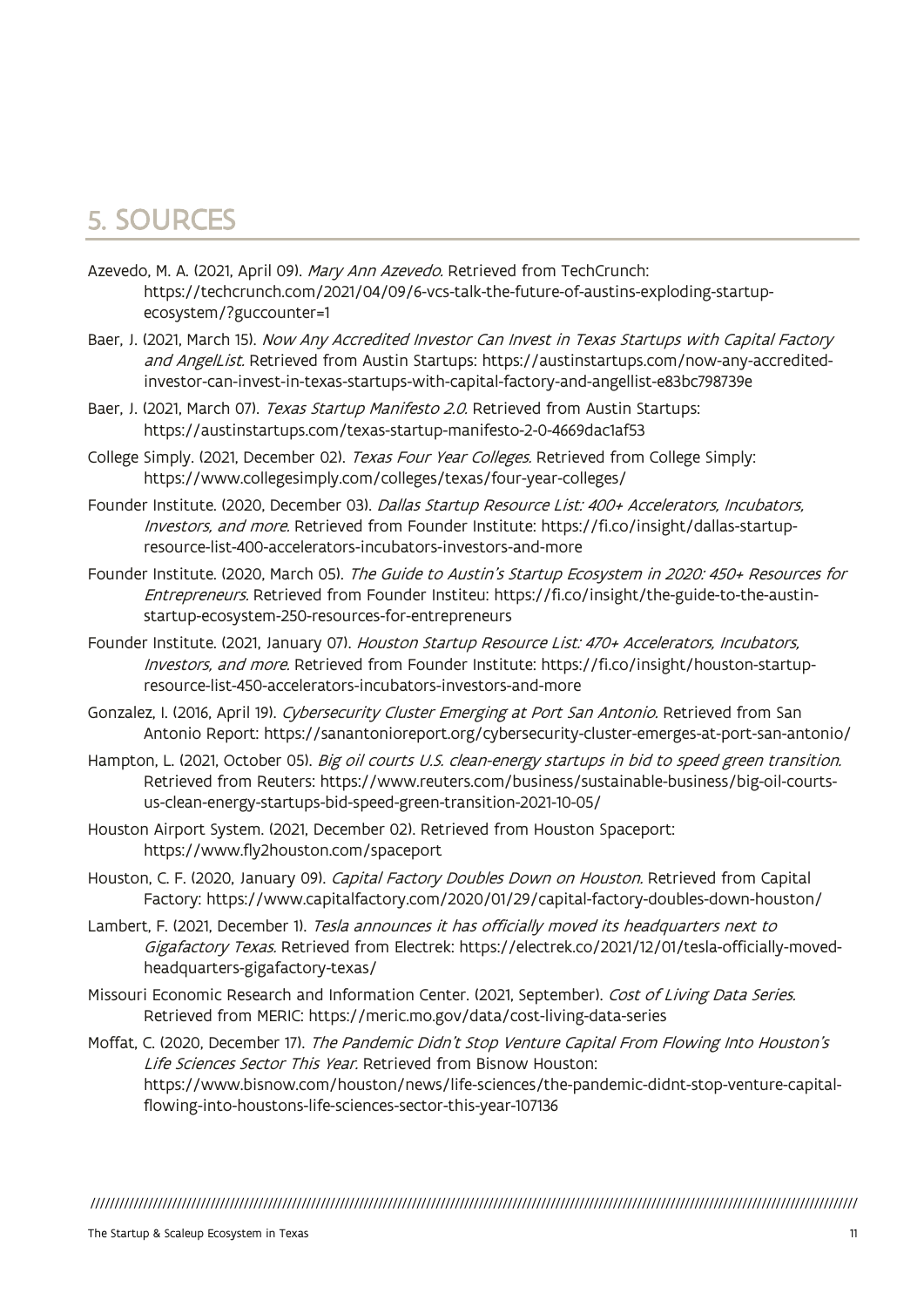## 5. SOURCES

Azevedo, M. A. (2021, April 09). *Mary Ann Azevedo.* Retrieved from TechCrunch: https://techcrunch.com/2021/04/09/6-vcs-talk-the-future-of-austins-exploding-startup-ecosystem/?guccounter=1

Baer, J. (2021, March 15). *Now Any Accredited Investor Can Invest in Texas Startups with Capital Factory and AngelList.* Retrieved from Austin Startups: https://austinstartups.com/now-any-accredited-investor-can-invest-in-texas-startups-with-capital-factory-and-angellist-e83bc798739e

Baer, J. (2021, March 07). *Texas Startup Manifesto 2.0.* Retrieved from Austin Startups: https://austinstartups.com/texas-startup-manifesto-2-0-4669dac1af53

College Simply. (2021, December 02). *Texas Four Year Colleges.* Retrieved from College Simply: https://www.collegesimply.com/colleges/texas/four-year-colleges/

Founder Institute. (2020, December 03). *Dallas Startup Resource List: 400+ Accelerators, Incubators, Investors, and more.* Retrieved from Founder Institute: https://fi.co/insight/dallas-startup-resource-list-400-accelerators-incubators-investors-and-more

Founder Institute. (2020, March 05). *The Guide to Austin's Startup Ecosystem in 2020: 450+ Resources for Entrepreneurs.* Retrieved from Founder Institeu: https://fi.co/insight/the-guide-to-the-austin-startup-ecosystem-250-resources-for-entrepreneurs

Founder Institute. (2021, January 07). *Houston Startup Resource List: 470+ Accelerators, Incubators, Investors, and more.* Retrieved from Founder Institute: https://fi.co/insight/houston-startup-resource-list-450-accelerators-incubators-investors-and-more

Gonzalez, I. (2016, April 19). *Cybersecurity Cluster Emerging at Port San Antonio.* Retrieved from San Antonio Report: https://sanantonioreport.org/cybersecurity-cluster-emerges-at-port-san-antonio/

Hampton, L. (2021, October 05). *Big oil courts U.S. clean-energy startups in bid to speed green transition.* Retrieved from Reuters: https://www.reuters.com/business/sustainable-business/big-oil-courts-us-clean-energy-startups-bid-speed-green-transition-2021-10-05/

Houston Airport System. (2021, December 02). Retrieved from Houston Spaceport: https://www.fly2houston.com/spaceport

Houston, C. F. (2020, January 09). *Capital Factory Doubles Down on Houston.* Retrieved from Capital Factory: https://www.capitalfactory.com/2020/01/29/capital-factory-doubles-down-houston/

Lambert, F. (2021, December 1). *Tesla announces it has officially moved its headquarters next to Gigafactory Texas.* Retrieved from Electrek: https://electrek.co/2021/12/01/tesla-officially-moved-headquarters-gigafactory-texas/

Missouri Economic Research and Information Center. (2021, September). *Cost of Living Data Series.* Retrieved from MERIC: https://meric.mo.gov/data/cost-living-data-series

Moffat, C. (2020, December 17). *The Pandemic Didn't Stop Venture Capital From Flowing Into Houston's Life Sciences Sector This Year.* Retrieved from Bisnow Houston: https://www.bisnow.com/houston/news/life-sciences/the-pandemic-didnt-stop-venture-capital-flowing-into-houstons-life-sciences-sector-this-year-107136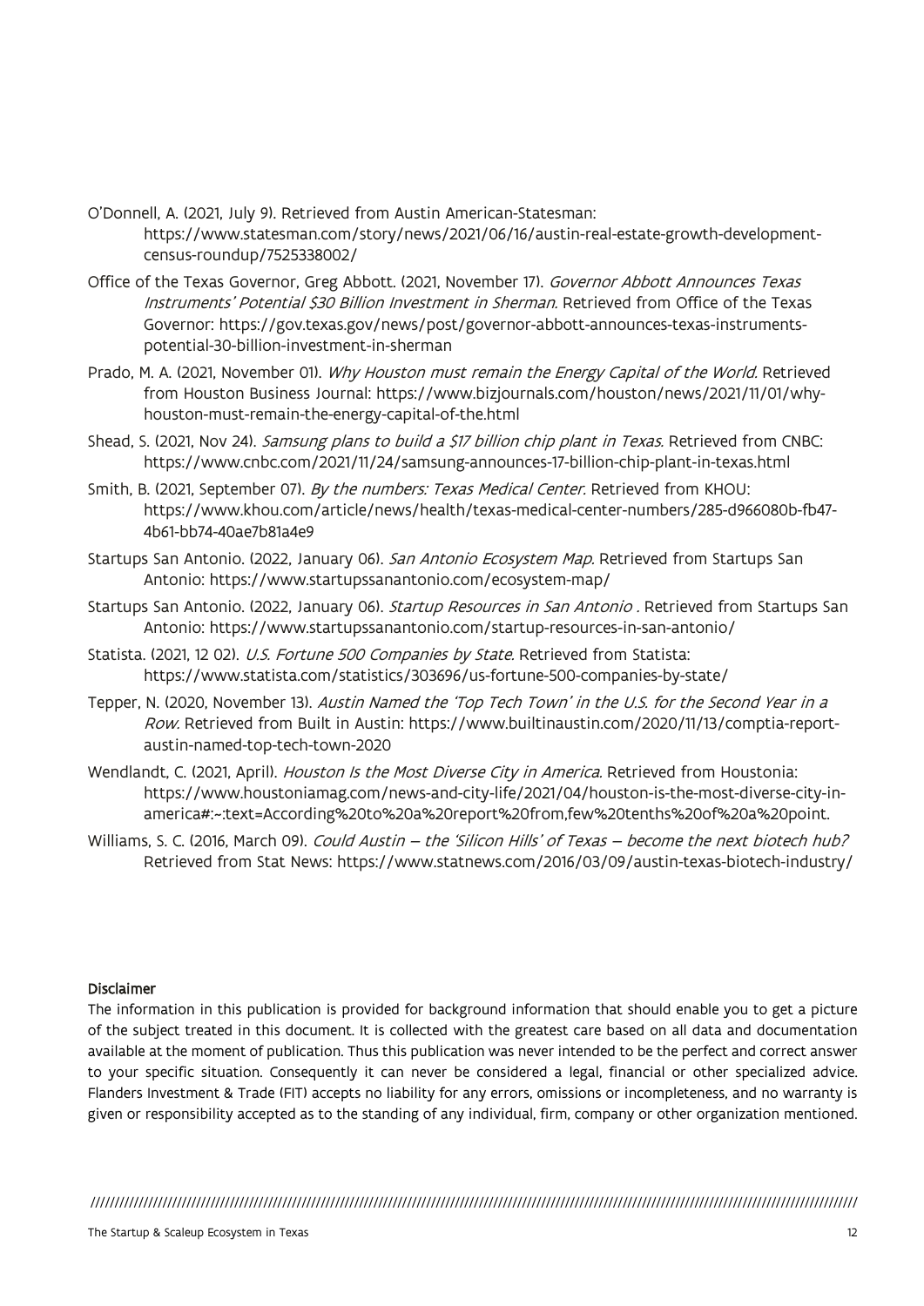O'Donnell, A. (2021, July 9). Retrieved from Austin American-Statesman: https://www.statesman.com/story/news/2021/06/16/austin-real-estate-growth-development-census-roundup/7525338002/

Office of the Texas Governor, Greg Abbott. (2021, November 17). *Governor Abbott Announces Texas Instruments' Potential $30 Billion Investment in Sherman.* Retrieved from Office of the Texas Governor: https://gov.texas.gov/news/post/governor-abbott-announces-texas-instruments-potential-30-billion-investment-in-sherman

Prado, M. A. (2021, November 01). *Why Houston must remain the Energy Capital of the World.* Retrieved from Houston Business Journal: https://www.bizjournals.com/houston/news/2021/11/01/why-houston-must-remain-the-energy-capital-of-the.html

Shead, S. (2021, Nov 24). *Samsung plans to build a $17 billion chip plant in Texas.* Retrieved from CNBC: https://www.cnbc.com/2021/11/24/samsung-announces-17-billion-chip-plant-in-texas.html

Smith, B. (2021, September 07). *By the numbers: Texas Medical Center.* Retrieved from KHOU: https://www.khou.com/article/news/health/texas-medical-center-numbers/285-d966080b-fb47-4b61-bb74-40ae7b81a4e9

Startups San Antonio. (2022, January 06). *San Antonio Ecosystem Map.* Retrieved from Startups San Antonio: https://www.startupssanantonio.com/ecosystem-map/

Startups San Antonio. (2022, January 06). *Startup Resources in San Antonio .* Retrieved from Startups San Antonio: https://www.startupssanantonio.com/startup-resources-in-san-antonio/

Statista. (2021, 12 02). *U.S. Fortune 500 Companies by State.* Retrieved from Statista: https://www.statista.com/statistics/303696/us-fortune-500-companies-by-state/

Tepper, N. (2020, November 13). *Austin Named the 'Top Tech Town' in the U.S. for the Second Year in a Row.* Retrieved from Built in Austin: https://www.builtinaustin.com/2020/11/13/comptia-report-austin-named-top-tech-town-2020

Wendlandt, C. (2021, April). *Houston Is the Most Diverse City in America.* Retrieved from Houstonia: https://www.houstoniamag.com/news-and-city-life/2021/04/houston-is-the-most-diverse-city-in-america#:~:text=According%20to%20a%20report%20from,few%20tenths%20of%20a%20point.

Williams, S. C. (2016, March 09). *Could Austin – the 'Silicon Hills' of Texas – become the next biotech hub?* Retrieved from Stat News: https://www.statnews.com/2016/03/09/austin-texas-biotech-industry/

**Disclaimer**

The information in this publication is provided for background information that should enable you to get a picture of the subject treated in this document. It is collected with the greatest care based on all data and documentation available at the moment of publication. Thus this publication was never intended to be the perfect and correct answer to your specific situation. Consequently it can never be considered a legal, financial or other specialized advice. Flanders Investment & Trade (FIT) accepts no liability for any errors, omissions or incompleteness, and no warranty is given or responsibility accepted as to the standing of any individual, firm, company or other organization mentioned.